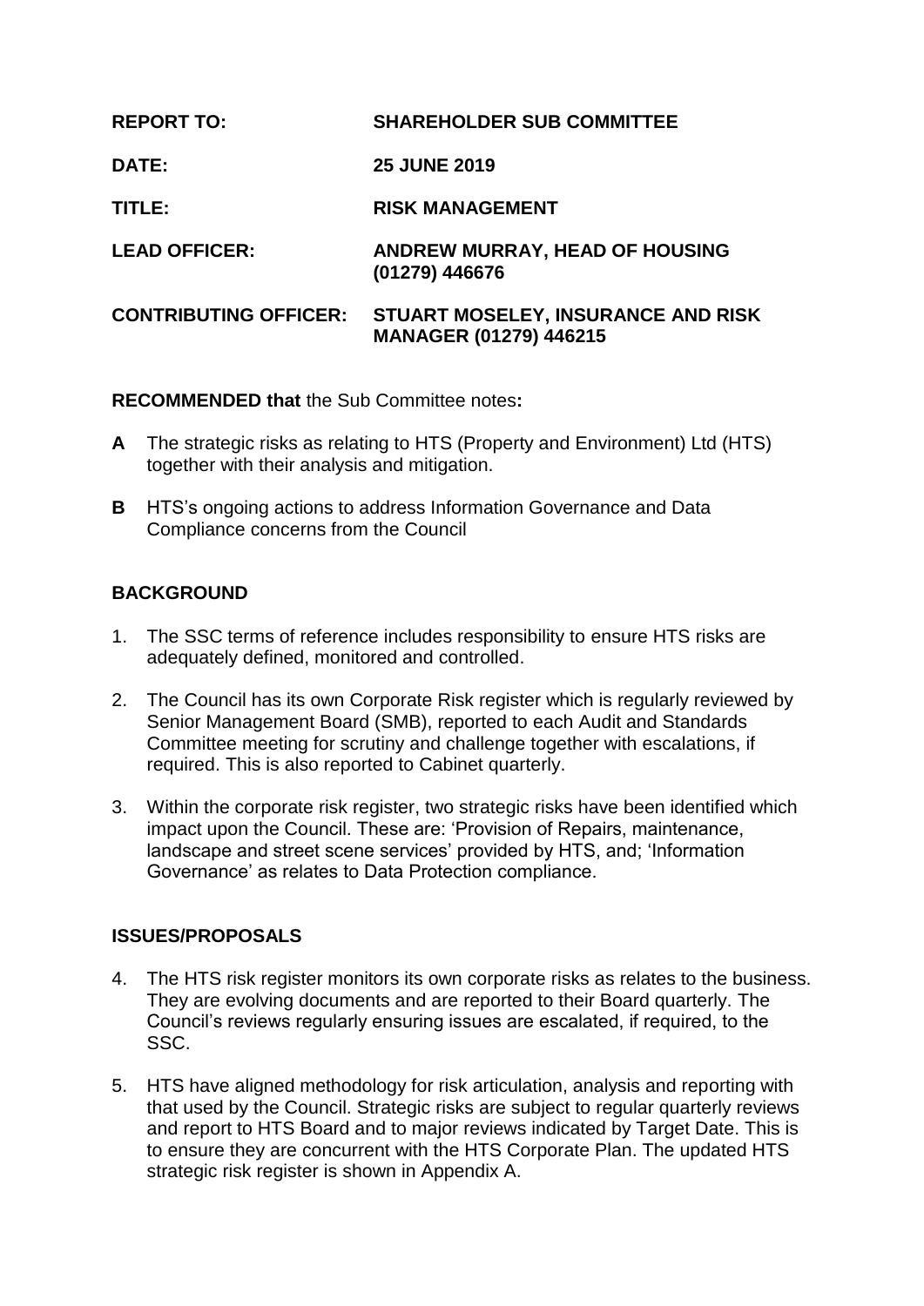**REPORT TO:** **SHAREHOLDER SUB COMMITTEE**

**DATE:** **25 JUNE 2019**

**TITLE:** **RISK MANAGEMENT**

**LEAD OFFICER:** **ANDREW MURRAY, HEAD OF HOUSING (01279) 446676**

**CONTRIBUTING OFFICER:** **STUART MOSELEY, INSURANCE AND RISK MANAGER (01279) 446215**

**RECOMMENDED that** the Sub Committee notes**:**

**A** The strategic risks as relating to HTS (Property and Environment) Ltd (HTS) together with their analysis and mitigation.

**B** HTS's ongoing actions to address Information Governance and Data Compliance concerns from the Council

## BACKGROUND

1. The SSC terms of reference includes responsibility to ensure HTS risks are adequately defined, monitored and controlled.

2. The Council has its own Corporate Risk register which is regularly reviewed by Senior Management Board (SMB), reported to each Audit and Standards Committee meeting for scrutiny and challenge together with escalations, if required. This is also reported to Cabinet quarterly.

3. Within the corporate risk register, two strategic risks have been identified which impact upon the Council. These are: 'Provision of Repairs, maintenance, landscape and street scene services' provided by HTS, and; 'Information Governance' as relates to Data Protection compliance.

## ISSUES/PROPOSALS

4. The HTS risk register monitors its own corporate risks as relates to the business. They are evolving documents and are reported to their Board quarterly. The Council's reviews regularly ensuring issues are escalated, if required, to the SSC.

5. HTS have aligned methodology for risk articulation, analysis and reporting with that used by the Council. Strategic risks are subject to regular quarterly reviews and report to HTS Board and to major reviews indicated by Target Date. This is to ensure they are concurrent with the HTS Corporate Plan. The updated HTS strategic risk register is shown in Appendix A.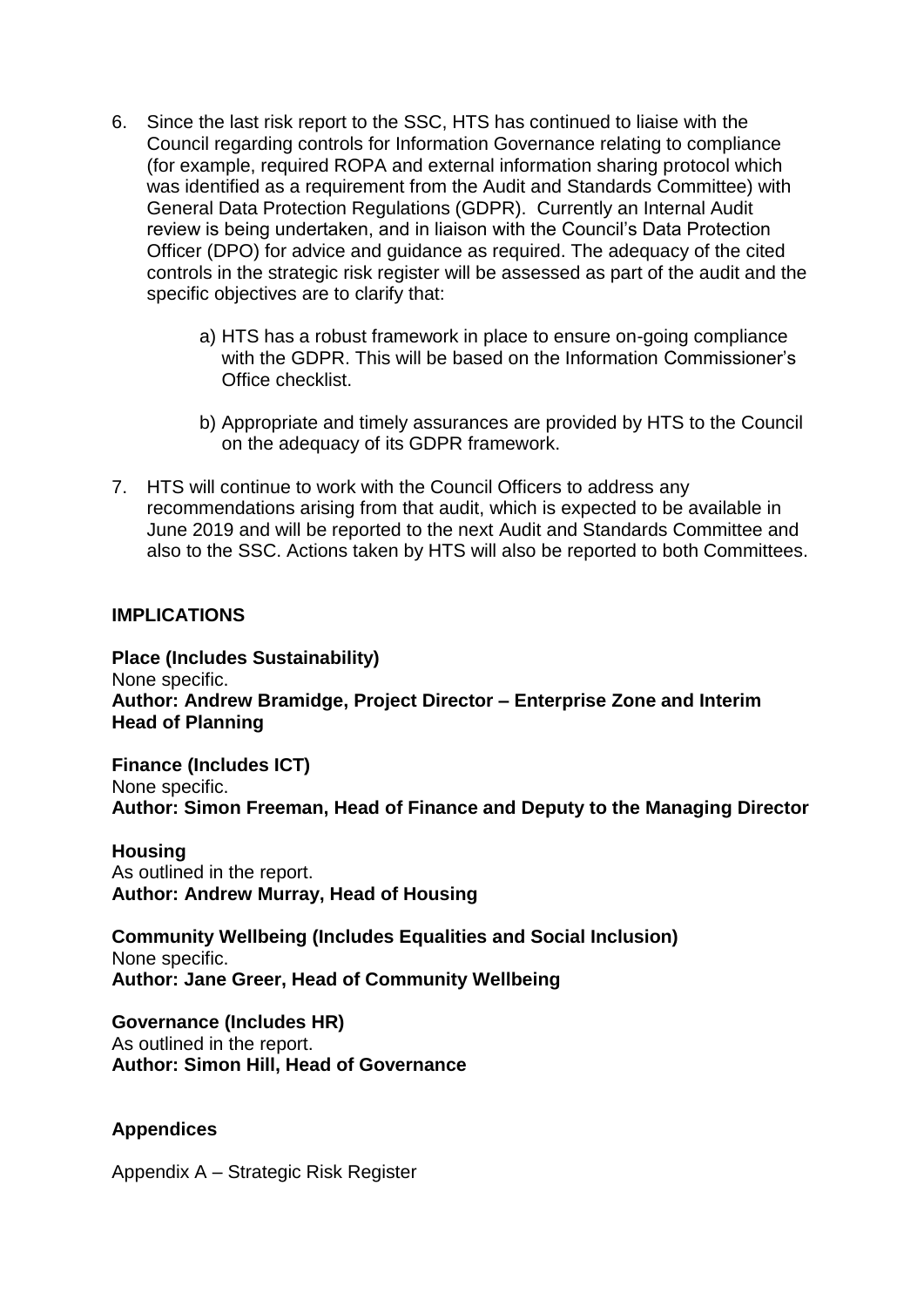6. Since the last risk report to the SSC, HTS has continued to liaise with the Council regarding controls for Information Governance relating to compliance (for example, required ROPA and external information sharing protocol which was identified as a requirement from the Audit and Standards Committee) with General Data Protection Regulations (GDPR). Currently an Internal Audit review is being undertaken, and in liaison with the Council's Data Protection Officer (DPO) for advice and guidance as required. The adequacy of the cited controls in the strategic risk register will be assessed as part of the audit and the specific objectives are to clarify that:

   a) HTS has a robust framework in place to ensure on-going compliance with the GDPR. This will be based on the Information Commissioner's Office checklist.

   b) Appropriate and timely assurances are provided by HTS to the Council on the adequacy of its GDPR framework.

7. HTS will continue to work with the Council Officers to address any recommendations arising from that audit, which is expected to be available in June 2019 and will be reported to the next Audit and Standards Committee and also to the SSC. Actions taken by HTS will also be reported to both Committees.

## IMPLICATIONS

**Place (Includes Sustainability)**
None specific.
**Author: Andrew Bramidge, Project Director – Enterprise Zone and Interim Head of Planning**

**Finance (Includes ICT)**
None specific.
**Author: Simon Freeman, Head of Finance and Deputy to the Managing Director**

**Housing**
As outlined in the report.
**Author: Andrew Murray, Head of Housing**

**Community Wellbeing (Includes Equalities and Social Inclusion)**
None specific.
**Author: Jane Greer, Head of Community Wellbeing**

**Governance (Includes HR)**
As outlined in the report.
**Author: Simon Hill, Head of Governance**

## Appendices

Appendix A – Strategic Risk Register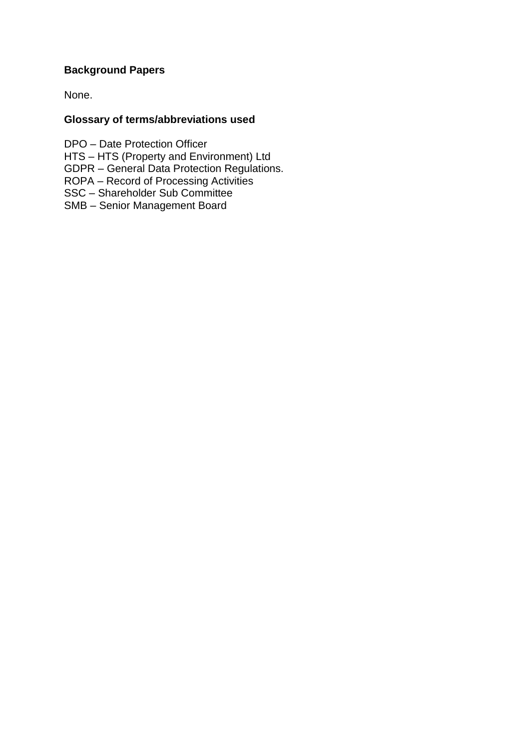**Background Papers**

None.

**Glossary of terms/abbreviations used**

DPO – Date Protection Officer
HTS – HTS (Property and Environment) Ltd
GDPR – General Data Protection Regulations.
ROPA – Record of Processing Activities
SSC – Shareholder Sub Committee
SMB – Senior Management Board